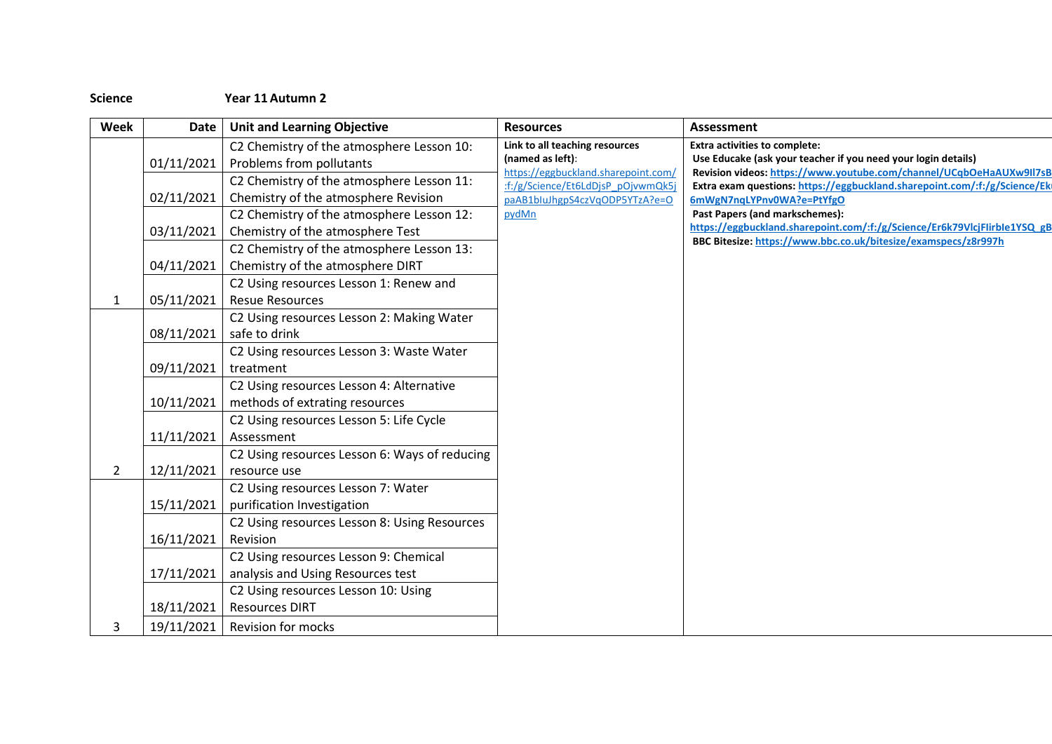**Science** **Year 11 Autumn 2**

| Week | Date | Unit and Learning Objective | Resources | Assessment |
|---|---|---|---|---|
| | 01/11/2021 | C2 Chemistry of the atmosphere Lesson 10: Problems from pollutants | **Link to all teaching resources (named as left)**: https://eggbuckland.sharepoint.com/:f:/g/Science/Et6LdDjsP_pOjvwmQk5jpaAB1bIuJhgpS4czVqODP5YTzA?e=OpydMn | **Extra activities to complete:** **Use Educake (ask your teacher if you need your login details)** **Revision videos:** **https://www.youtube.com/channel/UCqbOeHaAUXw9Il7sB** **Extra exam questions:** **https://eggbuckland.sharepoint.com/:f:/g/Science/Ek6mWgN7nqLYPnv0WA?e=PtYfgO** **Past Papers (and markschemes):** **https://eggbuckland.sharepoint.com/:f:/g/Science/Er6k79VlcjFlirbIe1YSQ_gB** **BBC Bitesize:** **https://www.bbc.co.uk/bitesize/examspecs/z8r997h** |
| | 02/11/2021 | C2 Chemistry of the atmosphere Lesson 11: Chemistry of the atmosphere Revision | | |
| | 03/11/2021 | C2 Chemistry of the atmosphere Lesson 12: Chemistry of the atmosphere Test | | |
| | 04/11/2021 | C2 Chemistry of the atmosphere Lesson 13: Chemistry of the atmosphere DIRT | | |
| 1 | 05/11/2021 | C2 Using resources Lesson 1: Renew and Resue Resources | | |
| | 08/11/2021 | C2 Using resources Lesson 2: Making Water safe to drink | | |
| | 09/11/2021 | C2 Using resources Lesson 3: Waste Water treatment | | |
| | 10/11/2021 | C2 Using resources Lesson 4: Alternative methods of extrating resources | | |
| | 11/11/2021 | C2 Using resources Lesson 5: Life Cycle Assessment | | |
| 2 | 12/11/2021 | C2 Using resources Lesson 6: Ways of reducing resource use | | |
| | 15/11/2021 | C2 Using resources Lesson 7: Water purification Investigation | | |
| | 16/11/2021 | C2 Using resources Lesson 8: Using Resources Revision | | |
| | 17/11/2021 | C2 Using resources Lesson 9: Chemical analysis and Using Resources test | | |
| | 18/11/2021 | C2 Using resources Lesson 10: Using Resources DIRT | | |
| 3 | 19/11/2021 | Revision for mocks | | |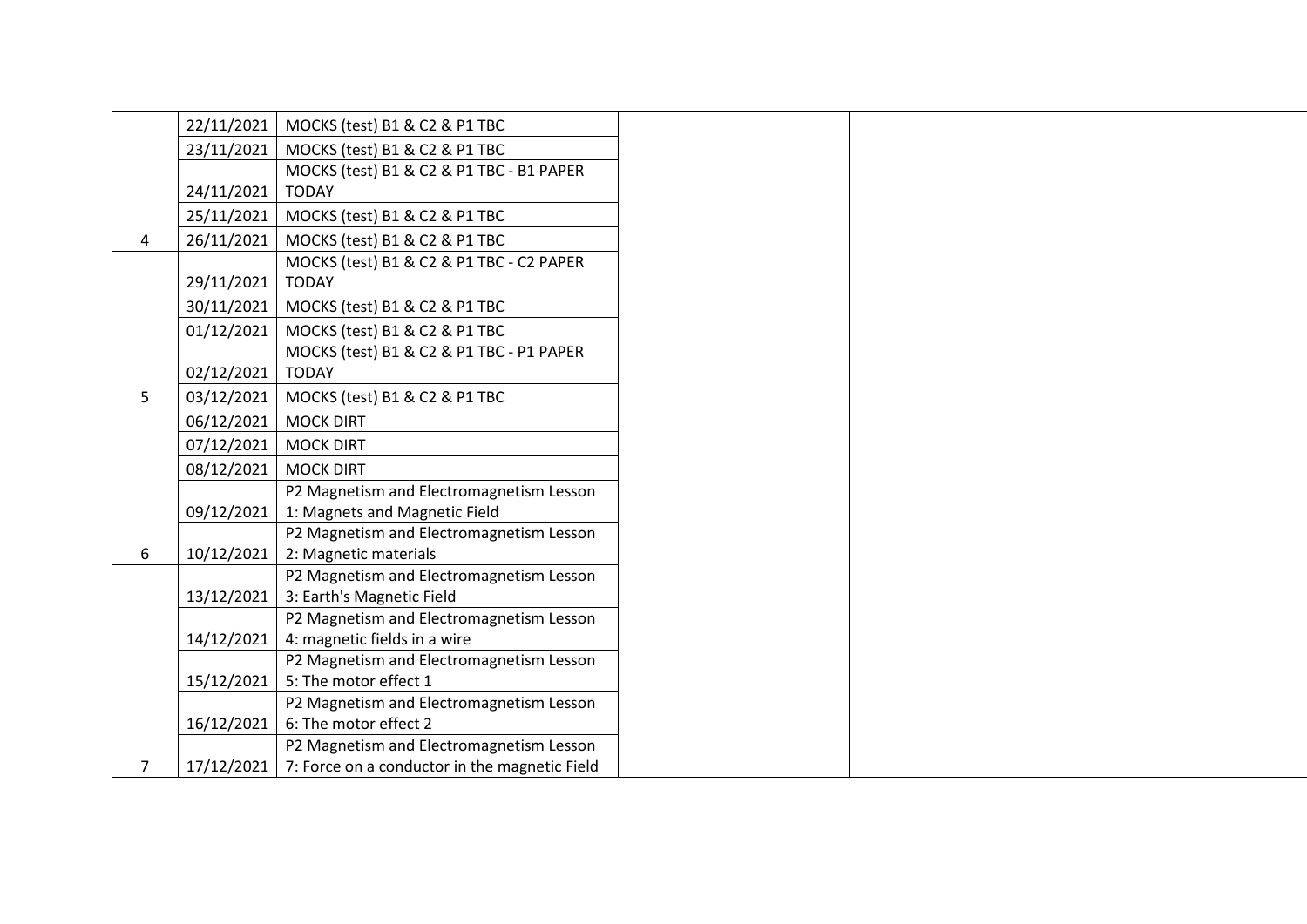| | | | | |
|---|---|---|---|---|
| | 22/11/2021 | MOCKS (test) B1 & C2 & P1 TBC | | |
| | 23/11/2021 | MOCKS (test) B1 & C2 & P1 TBC | | |
| | 24/11/2021 | MOCKS (test) B1 & C2 & P1 TBC - B1 PAPER TODAY | | |
| | 25/11/2021 | MOCKS (test) B1 & C2 & P1 TBC | | |
| 4 | 26/11/2021 | MOCKS (test) B1 & C2 & P1 TBC | | |
| | 29/11/2021 | MOCKS (test) B1 & C2 & P1 TBC - C2 PAPER TODAY | | |
| | 30/11/2021 | MOCKS (test) B1 & C2 & P1 TBC | | |
| | 01/12/2021 | MOCKS (test) B1 & C2 & P1 TBC | | |
| | 02/12/2021 | MOCKS (test) B1 & C2 & P1 TBC - P1 PAPER TODAY | | |
| 5 | 03/12/2021 | MOCKS (test) B1 & C2 & P1 TBC | | |
| | 06/12/2021 | MOCK DIRT | | |
| | 07/12/2021 | MOCK DIRT | | |
| | 08/12/2021 | MOCK DIRT | | |
| | 09/12/2021 | P2 Magnetism and Electromagnetism Lesson 1: Magnets and Magnetic Field | | |
| 6 | 10/12/2021 | P2 Magnetism and Electromagnetism Lesson 2: Magnetic materials | | |
| | 13/12/2021 | P2 Magnetism and Electromagnetism Lesson 3: Earth's Magnetic Field | | |
| | 14/12/2021 | P2 Magnetism and Electromagnetism Lesson 4: magnetic fields in a wire | | |
| | 15/12/2021 | P2 Magnetism and Electromagnetism Lesson 5: The motor effect 1 | | |
| | 16/12/2021 | P2 Magnetism and Electromagnetism Lesson 6: The motor effect 2 | | |
| 7 | 17/12/2021 | P2 Magnetism and Electromagnetism Lesson 7: Force on a conductor in the magnetic Field | | |